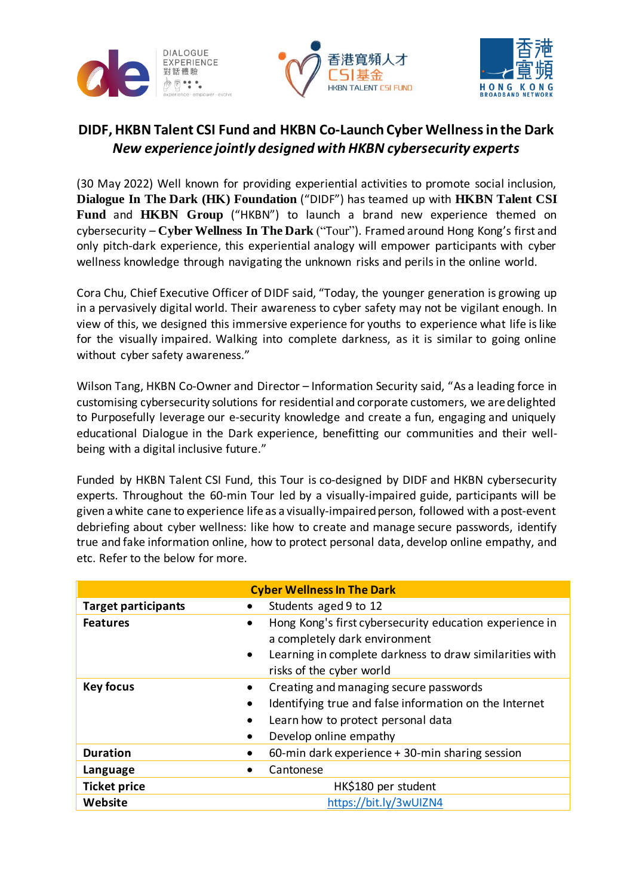# DIDF, HKBN Talent CSI Fund and HKBN Co-Launch Cyber Wellness in the Dark

## *New experience jointly designed with HKBN cybersecurity experts*

(30 May 2022) Well known for providing experiential activities to promote social inclusion, **Dialogue In The Dark (HK) Foundation** ("DIDF") has teamed up with **HKBN Talent CSI Fund** and **HKBN Group** ("HKBN") to launch a brand new experience themed on cybersecurity – **Cyber Wellness In The Dark** ("Tour"). Framed around Hong Kong's first and only pitch-dark experience, this experiential analogy will empower participants with cyber wellness knowledge through navigating the unknown risks and perils in the online world.

Cora Chu, Chief Executive Officer of DIDF said, "Today, the younger generation is growing up in a pervasively digital world. Their awareness to cyber safety may not be vigilant enough. In view of this, we designed this immersive experience for youths to experience what life is like for the visually impaired. Walking into complete darkness, as it is similar to going online without cyber safety awareness."

Wilson Tang, HKBN Co-Owner and Director – Information Security said, "As a leading force in customising cybersecurity solutions for residential and corporate customers, we are delighted to Purposefully leverage our e-security knowledge and create a fun, engaging and uniquely educational Dialogue in the Dark experience, benefitting our communities and their well-being with a digital inclusive future."

Funded by HKBN Talent CSI Fund, this Tour is co-designed by DIDF and HKBN cybersecurity experts. Throughout the 60-min Tour led by a visually-impaired guide, participants will be given a white cane to experience life as a visually-impaired person, followed with a post-event debriefing about cyber wellness: like how to create and manage secure passwords, identify true and fake information online, how to protect personal data, develop online empathy, and etc. Refer to the below for more.

| **Cyber Wellness In The Dark** | |
|---|---|
| **Target participants** | • Students aged 9 to 12 |
| **Features** | • Hong Kong's first cybersecurity education experience in a completely dark environment<br>• Learning in complete darkness to draw similarities with risks of the cyber world |
| **Key focus** | • Creating and managing secure passwords<br>• Identifying true and false information on the Internet<br>• Learn how to protect personal data<br>• Develop online empathy |
| **Duration** | • 60-min dark experience + 30-min sharing session |
| **Language** | • Cantonese |
| **Ticket price** | HK$180 per student |
| **Website** | https://bit.ly/3wUIZN4 |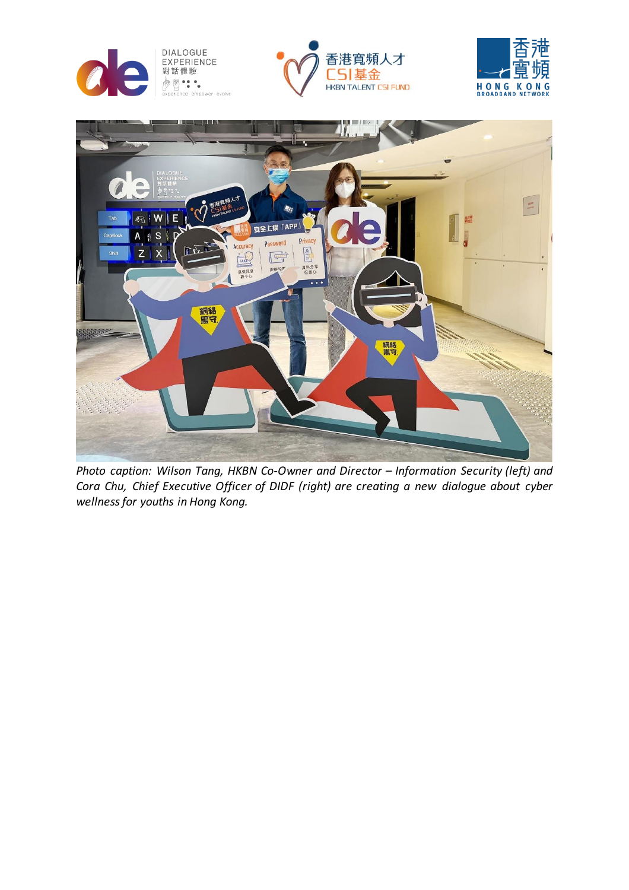*Photo caption: Wilson Tang, HKBN Co-Owner and Director – Information Security (left) and Cora Chu, Chief Executive Officer of DIDF (right) are creating a new dialogue about cyber wellness for youths in Hong Kong.*